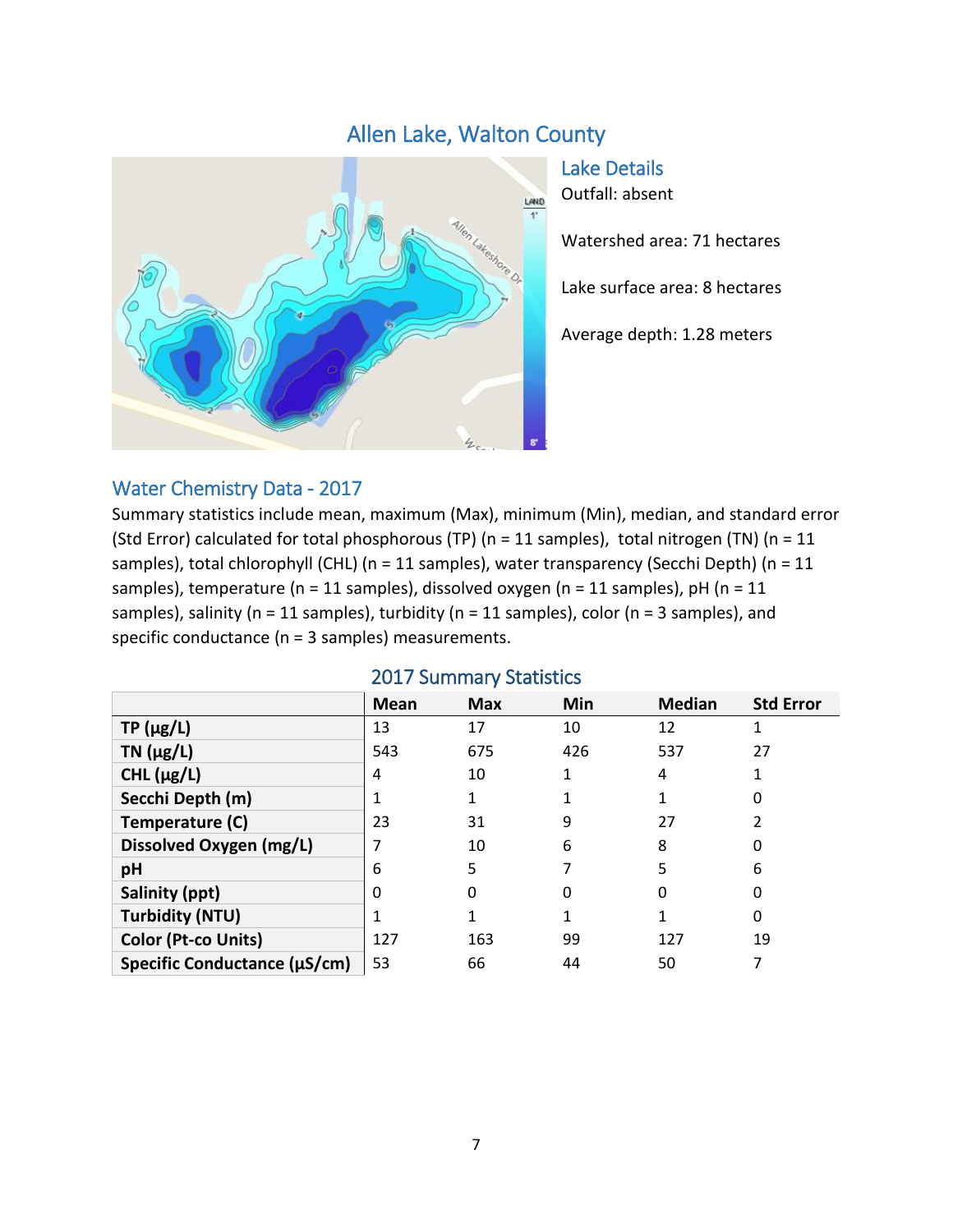# Allen Lake, Walton County

## Lake Details

Outfall: absent

Watershed area: 71 hectares

Lake surface area: 8 hectares

Average depth: 1.28 meters

## Water Chemistry Data - 2017

Summary statistics include mean, maximum (Max), minimum (Min), median, and standard error (Std Error) calculated for total phosphorous (TP) (n = 11 samples), total nitrogen (TN) (n = 11 samples), total chlorophyll (CHL) (n = 11 samples), water transparency (Secchi Depth) (n = 11 samples), temperature (n = 11 samples), dissolved oxygen (n = 11 samples), pH (n = 11 samples), salinity (n = 11 samples), turbidity (n = 11 samples), color (n = 3 samples), and specific conductance (n = 3 samples) measurements.

### 2017 Summary Statistics

| | Mean | Max | Min | Median | Std Error |
|---|---|---|---|---|---|
| **TP (µg/L)** | 13 | 17 | 10 | 12 | 1 |
| **TN (µg/L)** | 543 | 675 | 426 | 537 | 27 |
| **CHL (µg/L)** | 4 | 10 | 1 | 4 | 1 |
| **Secchi Depth (m)** | 1 | 1 | 1 | 1 | 0 |
| **Temperature (C)** | 23 | 31 | 9 | 27 | 2 |
| **Dissolved Oxygen (mg/L)** | 7 | 10 | 6 | 8 | 0 |
| **pH** | 6 | 5 | 7 | 5 | 6 |
| **Salinity (ppt)** | 0 | 0 | 0 | 0 | 0 |
| **Turbidity (NTU)** | 1 | 1 | 1 | 1 | 0 |
| **Color (Pt-co Units)** | 127 | 163 | 99 | 127 | 19 |
| **Specific Conductance (µS/cm)** | 53 | 66 | 44 | 50 | 7 |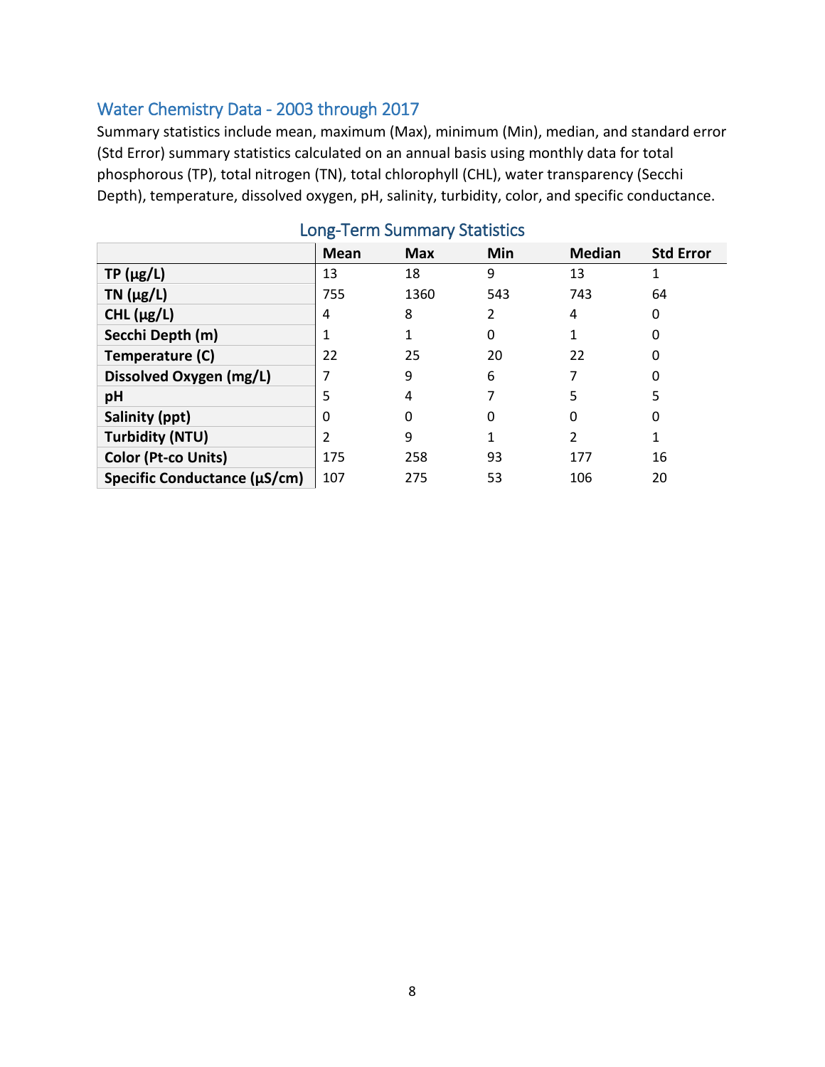## Water Chemistry Data - 2003 through 2017

Summary statistics include mean, maximum (Max), minimum (Min), median, and standard error (Std Error) summary statistics calculated on an annual basis using monthly data for total phosphorous (TP), total nitrogen (TN), total chlorophyll (CHL), water transparency (Secchi Depth), temperature, dissolved oxygen, pH, salinity, turbidity, color, and specific conductance.

### Long-Term Summary Statistics

| | Mean | Max | Min | Median | Std Error |
|---|---|---|---|---|---|
| **TP (µg/L)** | 13 | 18 | 9 | 13 | 1 |
| **TN (µg/L)** | 755 | 1360 | 543 | 743 | 64 |
| **CHL (µg/L)** | 4 | 8 | 2 | 4 | 0 |
| **Secchi Depth (m)** | 1 | 1 | 0 | 1 | 0 |
| **Temperature (C)** | 22 | 25 | 20 | 22 | 0 |
| **Dissolved Oxygen (mg/L)** | 7 | 9 | 6 | 7 | 0 |
| **pH** | 5 | 4 | 7 | 5 | 5 |
| **Salinity (ppt)** | 0 | 0 | 0 | 0 | 0 |
| **Turbidity (NTU)** | 2 | 9 | 1 | 2 | 1 |
| **Color (Pt-co Units)** | 175 | 258 | 93 | 177 | 16 |
| **Specific Conductance (µS/cm)** | 107 | 275 | 53 | 106 | 20 |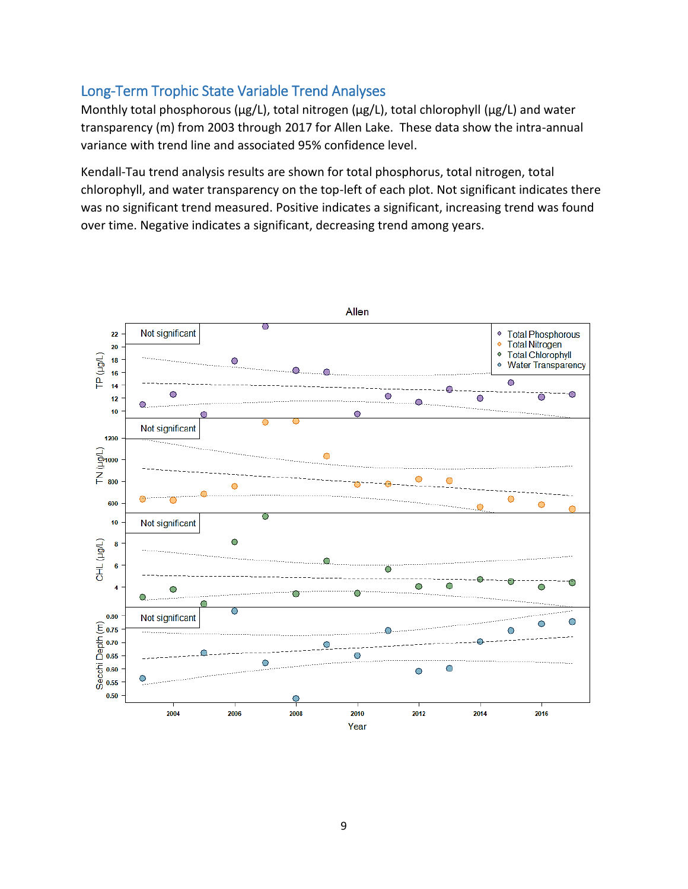## Long-Term Trophic State Variable Trend Analyses

Monthly total phosphorous (µg/L), total nitrogen (µg/L), total chlorophyll (µg/L) and water transparency (m) from 2003 through 2017 for Allen Lake. These data show the intra-annual variance with trend line and associated 95% confidence level.

Kendall-Tau trend analysis results are shown for total phosphorus, total nitrogen, total chlorophyll, and water transparency on the top-left of each plot. Not significant indicates there was no significant trend measured. Positive indicates a significant, increasing trend was found over time. Negative indicates a significant, decreasing trend among years.

Allen

Not significant

TP (µg/L)

22
20
18
16
14
12
10

Total Phosphorous
Total Nitrogen
Total Chlorophyll
Water Transparency

Not significant

TN (µg/L)

1200
1000
800
600

Not significant

CHL (µg/L)

10
8
6
4

Not significant

Secchi Depth (m)

0.80
0.75
0.70
0.65
0.60
0.55
0.50

2004
2006
2008
2010
2012
2014
2016

Year